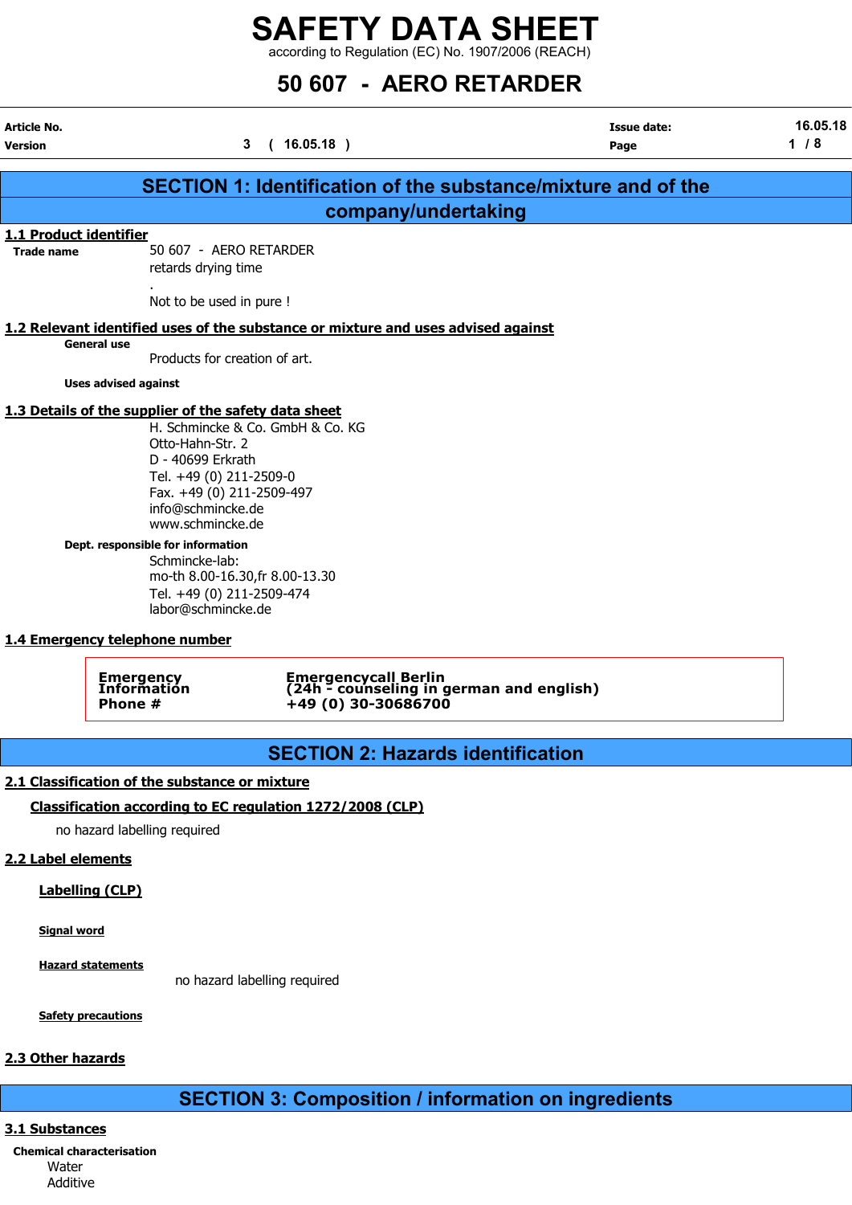# SAFETY DATA SHEET

according to Regulation (EC) No. 1907/2006 (REACH)

# 50 607 - AERO RETARDER

| Article No. | | Issue date: | 16.05.18 |
|---|---|---|---|
| Version | 3 ( 16.05.18 ) | Page | 1 / 8 |

## SECTION 1: Identification of the substance/mixture and of the company/undertaking

### 1.1 Product identifier

**Trade name**
50 607 - AERO RETARDER
retards drying time
.
Not to be used in pure !

### 1.2 Relevant identified uses of the substance or mixture and uses advised against

**General use**
Products for creation of art.

**Uses advised against**

### 1.3 Details of the supplier of the safety data sheet

H. Schmincke & Co. GmbH & Co. KG
Otto-Hahn-Str. 2
D - 40699 Erkrath
Tel. +49 (0) 211-2509-0
Fax. +49 (0) 211-2509-497
info@schmincke.de
www.schmincke.de

**Dept. responsible for information**
Schmincke-lab:
mo-th 8.00-16.30,fr 8.00-13.30
Tel. +49 (0) 211-2509-474
labor@schmincke.de

### 1.4 Emergency telephone number

| | |
|---|---|
| **Emergency Information Phone #** | **Emergencycall Berlin (24h - counseling in german and english) +49 (0) 30-30686700** |

## SECTION 2: Hazards identification

### 2.1 Classification of the substance or mixture

**Classification according to EC regulation 1272/2008 (CLP)**

no hazard labelling required

### 2.2 Label elements

**Labelling (CLP)**

**Signal word**

**Hazard statements**
no hazard labelling required

**Safety precautions**

### 2.3 Other hazards

## SECTION 3: Composition / information on ingredients

### 3.1 Substances

**Chemical characterisation**
Water
Additive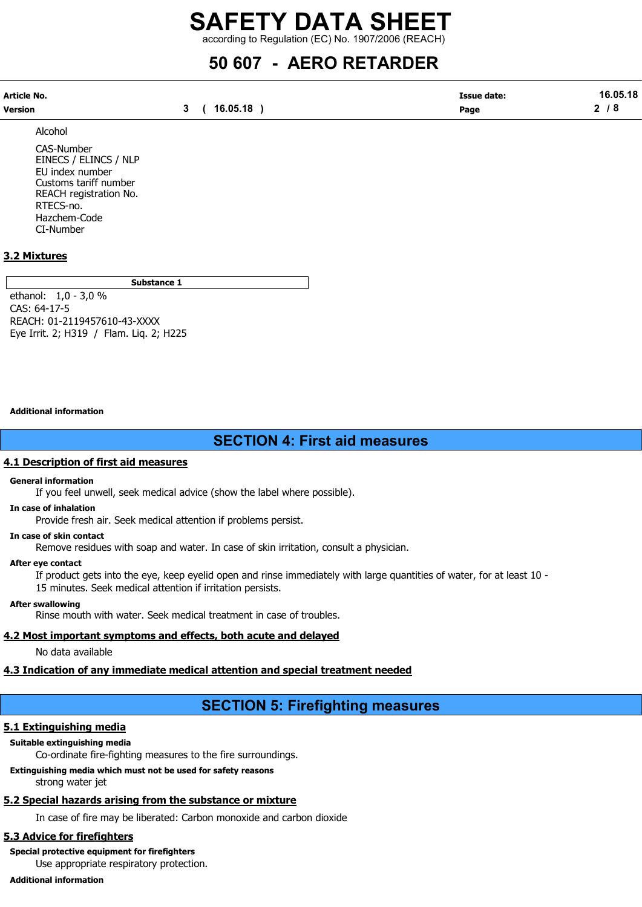Alcohol

CAS-Number
EINECS / ELINCS / NLP
EU index number
Customs tariff number
REACH registration No.
RTECS-no.
Hazchem-Code
CI-Number

### 3.2 Mixtures

| Substance 1 |
|---|
| ethanol: 1,0 - 3,0 %<br>CAS: 64-17-5<br>REACH: 01-2119457610-43-XXXX<br>Eye Irrit. 2; H319 / Flam. Liq. 2; H225 |

**Additional information**

## SECTION 4: First aid measures

### 4.1 Description of first aid measures

**General information**

If you feel unwell, seek medical advice (show the label where possible).

**In case of inhalation**

Provide fresh air. Seek medical attention if problems persist.

**In case of skin contact**

Remove residues with soap and water. In case of skin irritation, consult a physician.

**After eye contact**

If product gets into the eye, keep eyelid open and rinse immediately with large quantities of water, for at least 10 - 15 minutes. Seek medical attention if irritation persists.

**After swallowing**

Rinse mouth with water. Seek medical treatment in case of troubles.

### 4.2 Most important symptoms and effects, both acute and delayed

No data available

### 4.3 Indication of any immediate medical attention and special treatment needed

## SECTION 5: Firefighting measures

### 5.1 Extinguishing media

**Suitable extinguishing media**

Co-ordinate fire-fighting measures to the fire surroundings.

**Extinguishing media which must not be used for safety reasons**

strong water jet

### 5.2 Special hazards arising from the substance or mixture

In case of fire may be liberated: Carbon monoxide and carbon dioxide

### 5.3 Advice for firefighters

**Special protective equipment for firefighters**

Use appropriate respiratory protection.

**Additional information**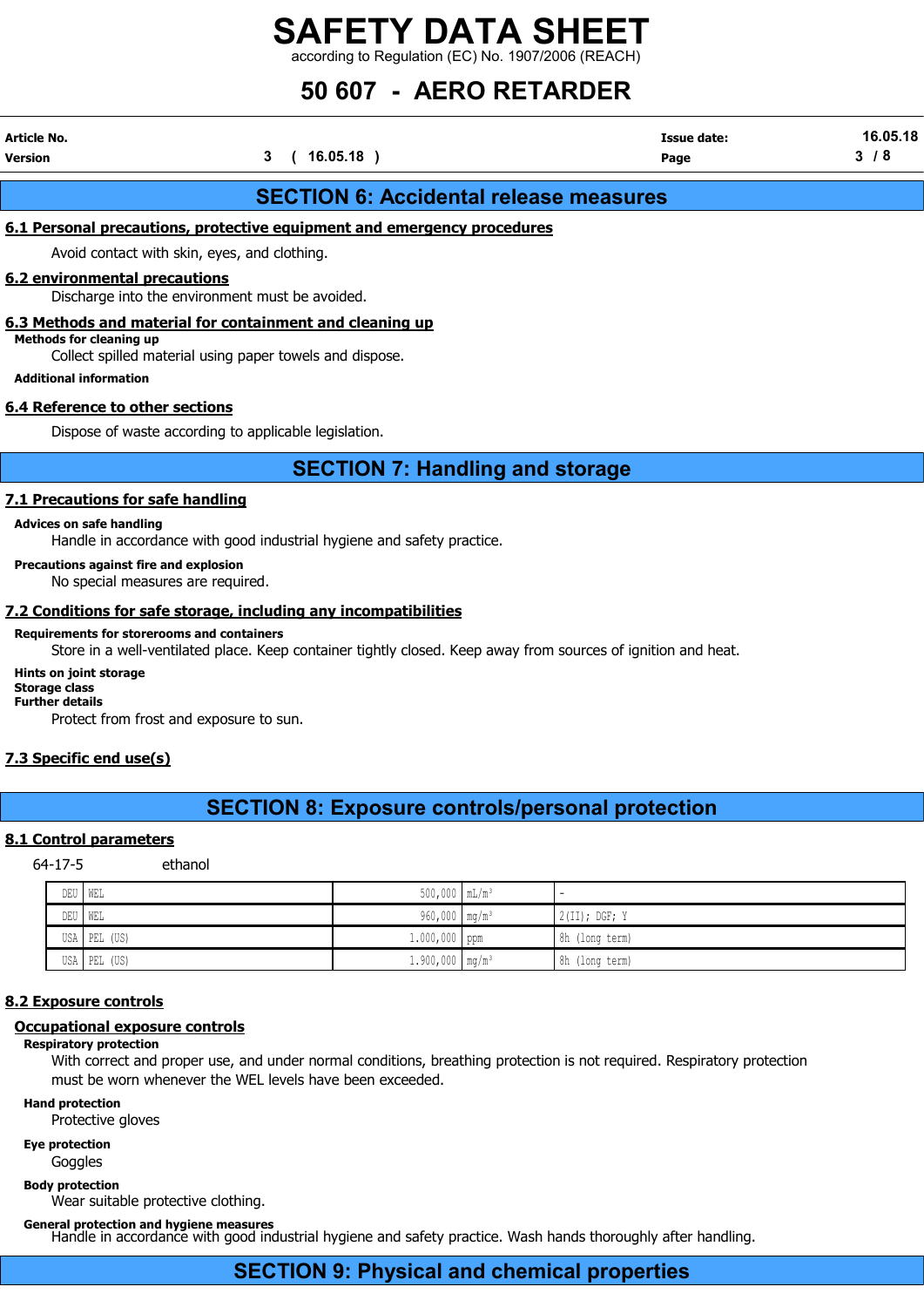## SECTION 6: Accidental release measures

### 6.1 Personal precautions, protective equipment and emergency procedures

Avoid contact with skin, eyes, and clothing.

### 6.2 environmental precautions

Discharge into the environment must be avoided.

### 6.3 Methods and material for containment and cleaning up

**Methods for cleaning up**

Collect spilled material using paper towels and dispose.

**Additional information**

### 6.4 Reference to other sections

Dispose of waste according to applicable legislation.

## SECTION 7: Handling and storage

### 7.1 Precautions for safe handling

**Advices on safe handling**

Handle in accordance with good industrial hygiene and safety practice.

**Precautions against fire and explosion**

No special measures are required.

### 7.2 Conditions for safe storage, including any incompatibilities

**Requirements for storerooms and containers**

Store in a well-ventilated place. Keep container tightly closed. Keep away from sources of ignition and heat.

**Hints on joint storage**
**Storage class**
**Further details**

Protect from frost and exposure to sun.

### 7.3 Specific end use(s)

## SECTION 8: Exposure controls/personal protection

### 8.1 Control parameters

64-17-5 ethanol

| | | | | |
|---|---|---|---|---|
| DEU | WEL | 500,000 | mL/m³ | - |
| DEU | WEL | 960,000 | mg/m³ | 2(II); DGF; Y |
| USA | PEL (US) | 1.000,000 | ppm | 8h (long term) |
| USA | PEL (US) | 1.900,000 | mg/m³ | 8h (long term) |

### 8.2 Exposure controls

#### Occupational exposure controls

**Respiratory protection**

With correct and proper use, and under normal conditions, breathing protection is not required. Respiratory protection must be worn whenever the WEL levels have been exceeded.

**Hand protection**

Protective gloves

**Eye protection**

Goggles

**Body protection**

Wear suitable protective clothing.

**General protection and hygiene measures**

Handle in accordance with good industrial hygiene and safety practice. Wash hands thoroughly after handling.

## SECTION 9: Physical and chemical properties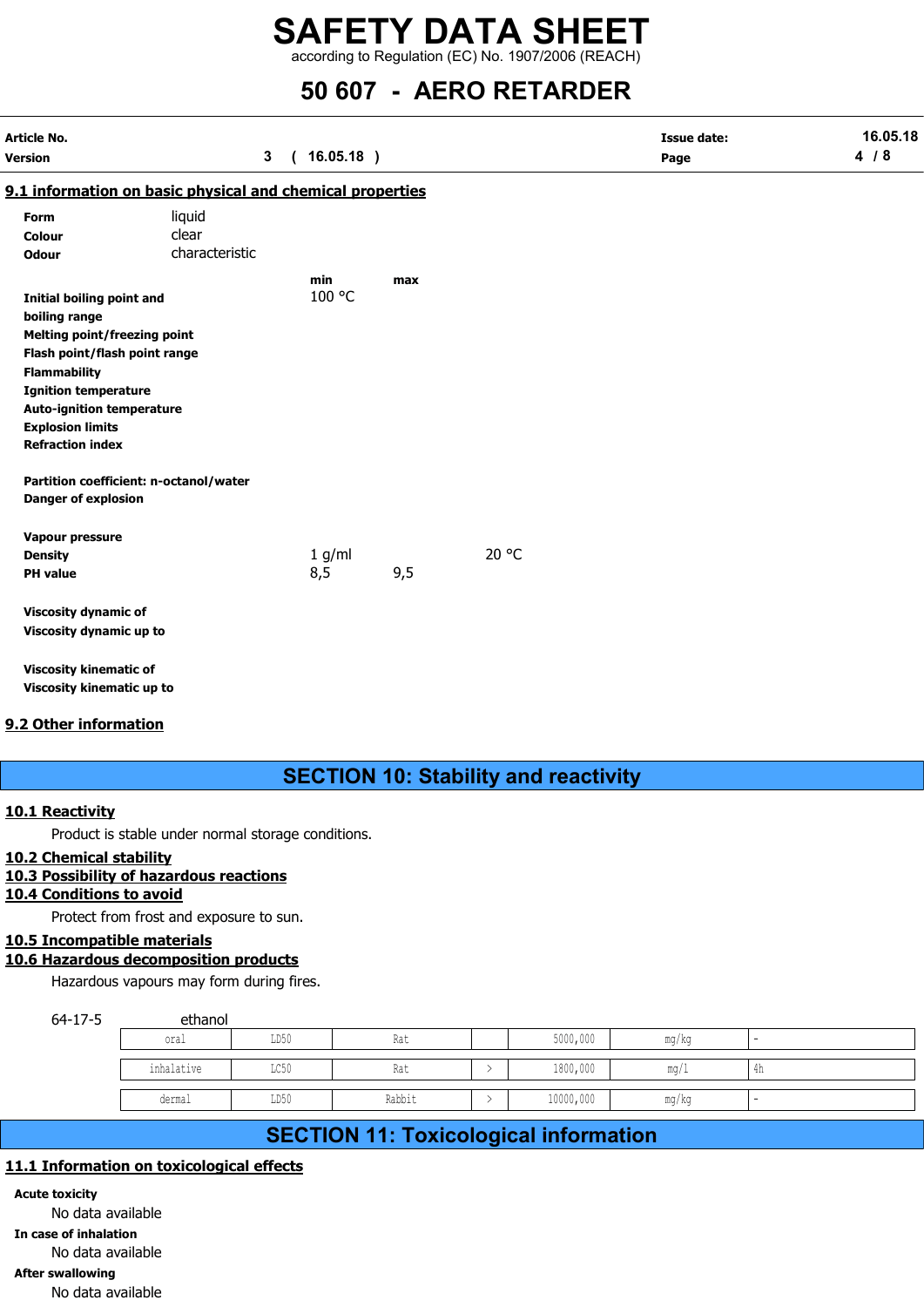# SAFETY DATA SHEET
according to Regulation (EC) No. 1907/2006 (REACH)

# 50 607 - AERO RETARDER

| Article No. | | Issue date: | 16.05.18 |
|---|---|---|---|
| Version | 3 ( 16.05.18 ) | | |

## 9.1 information on basic physical and chemical properties

| | |
|---|---|
| **Form** | liquid |
| **Colour** | clear |
| **Odour** | characteristic |

| | min | max | |
|---|---|---|---|
| **Initial boiling point and boiling range** | 100 °C | | |
| **Melting point/freezing point** | | | |
| **Flash point/flash point range** | | | |
| **Flammability** | | | |
| **Ignition temperature** | | | |
| **Auto-ignition temperature** | | | |
| **Explosion limits** | | | |
| **Refraction index** | | | |
| **Partition coefficient: n-octanol/water** | | | |
| **Danger of explosion** | | | |
| **Vapour pressure** | | | |
| **Density** | 1 g/ml | | 20 °C |
| **PH value** | 8,5 | 9,5 | |
| **Viscosity dynamic of** | | | |
| **Viscosity dynamic up to** | | | |
| **Viscosity kinematic of** | | | |
| **Viscosity kinematic up to** | | | |

## 9.2 Other information

# SECTION 10: Stability and reactivity

## 10.1 Reactivity

Product is stable under normal storage conditions.

## 10.2 Chemical stability

## 10.3 Possibility of hazardous reactions

## 10.4 Conditions to avoid

Protect from frost and exposure to sun.

## 10.5 Incompatible materials

## 10.6 Hazardous decomposition products

Hazardous vapours may form during fires.

64-17-5 ethanol

| | | | | | | |
|---|---|---|---|---|---|---|
| oral | LD50 | Rat | | 5000,000 | mg/kg | - |
| inhalative | LC50 | Rat | > | 1800,000 | mg/l | 4h |
| dermal | LD50 | Rabbit | > | 10000,000 | mg/kg | - |

# SECTION 11: Toxicological information

## 11.1 Information on toxicological effects

**Acute toxicity**

No data available

**In case of inhalation**

No data available

**After swallowing**

No data available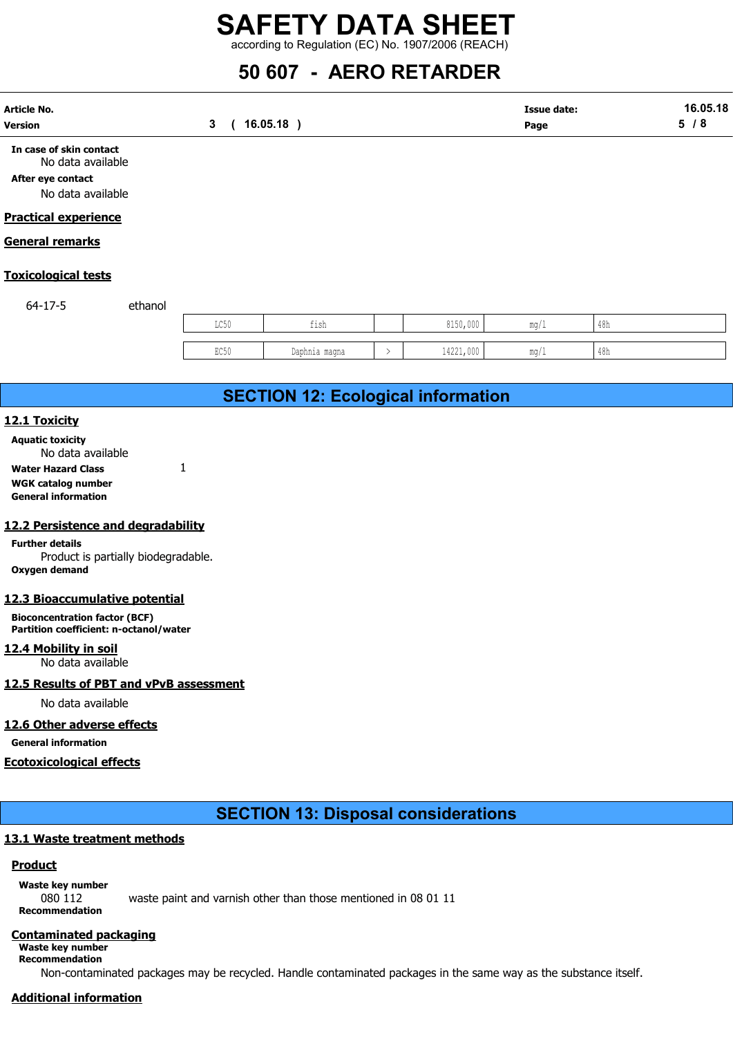**In case of skin contact**

No data available

**After eye contact**

No data available

**Practical experience**

**General remarks**

**Toxicological tests**

64-17-5 ethanol

| | | | | | |
|---|---|---|---|---|---|
| LC50 | fish | | 8150,000 | mg/l | 48h |
| EC50 | Daphnia magna | > | 14221,000 | mg/l | 48h |

# SECTION 12: Ecological information

## 12.1 Toxicity

**Aquatic toxicity**

No data available

**Water Hazard Class** 1

**WGK catalog number**

**General information**

## 12.2 Persistence and degradability

**Further details**

Product is partially biodegradable.

**Oxygen demand**

## 12.3 Bioaccumulative potential

**Bioconcentration factor (BCF)**

**Partition coefficient: n-octanol/water**

## 12.4 Mobility in soil

No data available

## 12.5 Results of PBT and vPvB assessment

No data available

## 12.6 Other adverse effects

**General information**

**Ecotoxicological effects**

# SECTION 13: Disposal considerations

## 13.1 Waste treatment methods

### Product

**Waste key number**

080 112 waste paint and varnish other than those mentioned in 08 01 11

**Recommendation**

### Contaminated packaging

**Waste key number**

**Recommendation**

Non-contaminated packages may be recycled. Handle contaminated packages in the same way as the substance itself.

### Additional information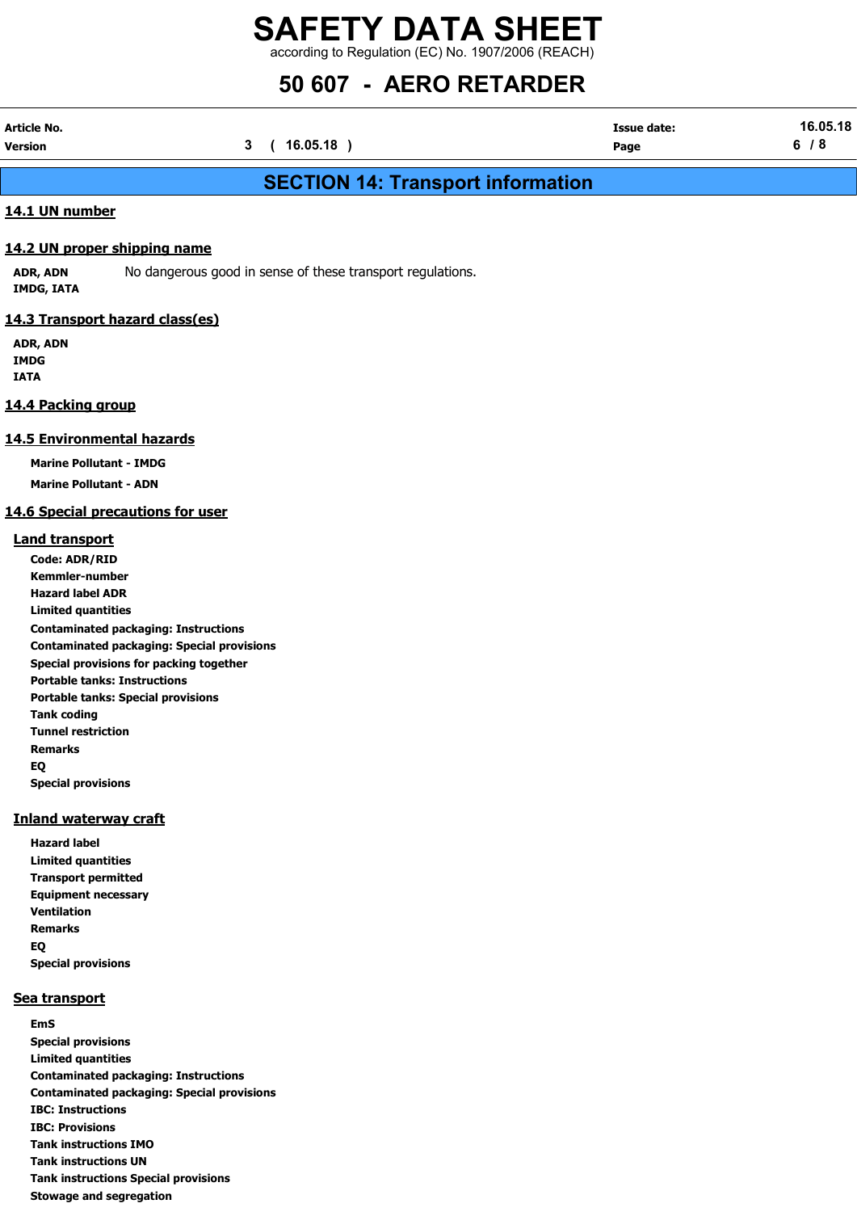## SECTION 14: Transport information

### 14.1 UN number

### 14.2 UN proper shipping name

**ADR, ADN** No dangerous good in sense of these transport regulations.
**IMDG, IATA**

### 14.3 Transport hazard class(es)

**ADR, ADN**
**IMDG**
**IATA**

### 14.4 Packing group

### 14.5 Environmental hazards

**Marine Pollutant - IMDG**

**Marine Pollutant - ADN**

### 14.6 Special precautions for user

#### Land transport

**Code: ADR/RID**
**Kemmler-number**
**Hazard label ADR**
**Limited quantities**
**Contaminated packaging: Instructions**
**Contaminated packaging: Special provisions**
**Special provisions for packing together**
**Portable tanks: Instructions**
**Portable tanks: Special provisions**
**Tank coding**
**Tunnel restriction**
**Remarks**
**EQ**
**Special provisions**

#### Inland waterway craft

**Hazard label**
**Limited quantities**
**Transport permitted**
**Equipment necessary**
**Ventilation**
**Remarks**
**EQ**
**Special provisions**

#### Sea transport

**EmS**
**Special provisions**
**Limited quantities**
**Contaminated packaging: Instructions**
**Contaminated packaging: Special provisions**
**IBC: Instructions**
**IBC: Provisions**
**Tank instructions IMO**
**Tank instructions UN**
**Tank instructions Special provisions**
**Stowage and segregation**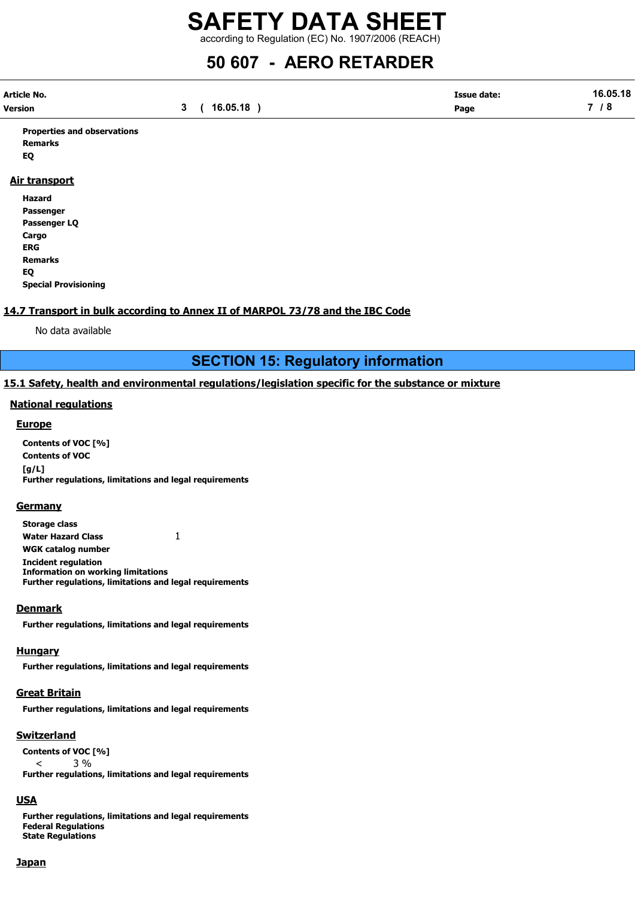**Properties and observations**
**Remarks**
**EQ**

### Air transport

**Hazard**
**Passenger**
**Passenger LQ**
**Cargo**
**ERG**
**Remarks**
**EQ**
**Special Provisioning**

### 14.7 Transport in bulk according to Annex II of MARPOL 73/78 and the IBC Code

No data available

# SECTION 15: Regulatory information

## 15.1 Safety, health and environmental regulations/legislation specific for the substance or mixture

### National regulations

#### Europe

**Contents of VOC [%]**
**Contents of VOC [g/L]**
**Further regulations, limitations and legal requirements**

#### Germany

**Storage class**
**Water Hazard Class** 1
**WGK catalog number**
**Incident regulation**
**Information on working limitations**
**Further regulations, limitations and legal requirements**

#### Denmark

**Further regulations, limitations and legal requirements**

#### Hungary

**Further regulations, limitations and legal requirements**

#### Great Britain

**Further regulations, limitations and legal requirements**

#### Switzerland

**Contents of VOC [%]**
< 3 %
**Further regulations, limitations and legal requirements**

#### USA

**Further regulations, limitations and legal requirements**
**Federal Regulations**
**State Regulations**

#### Japan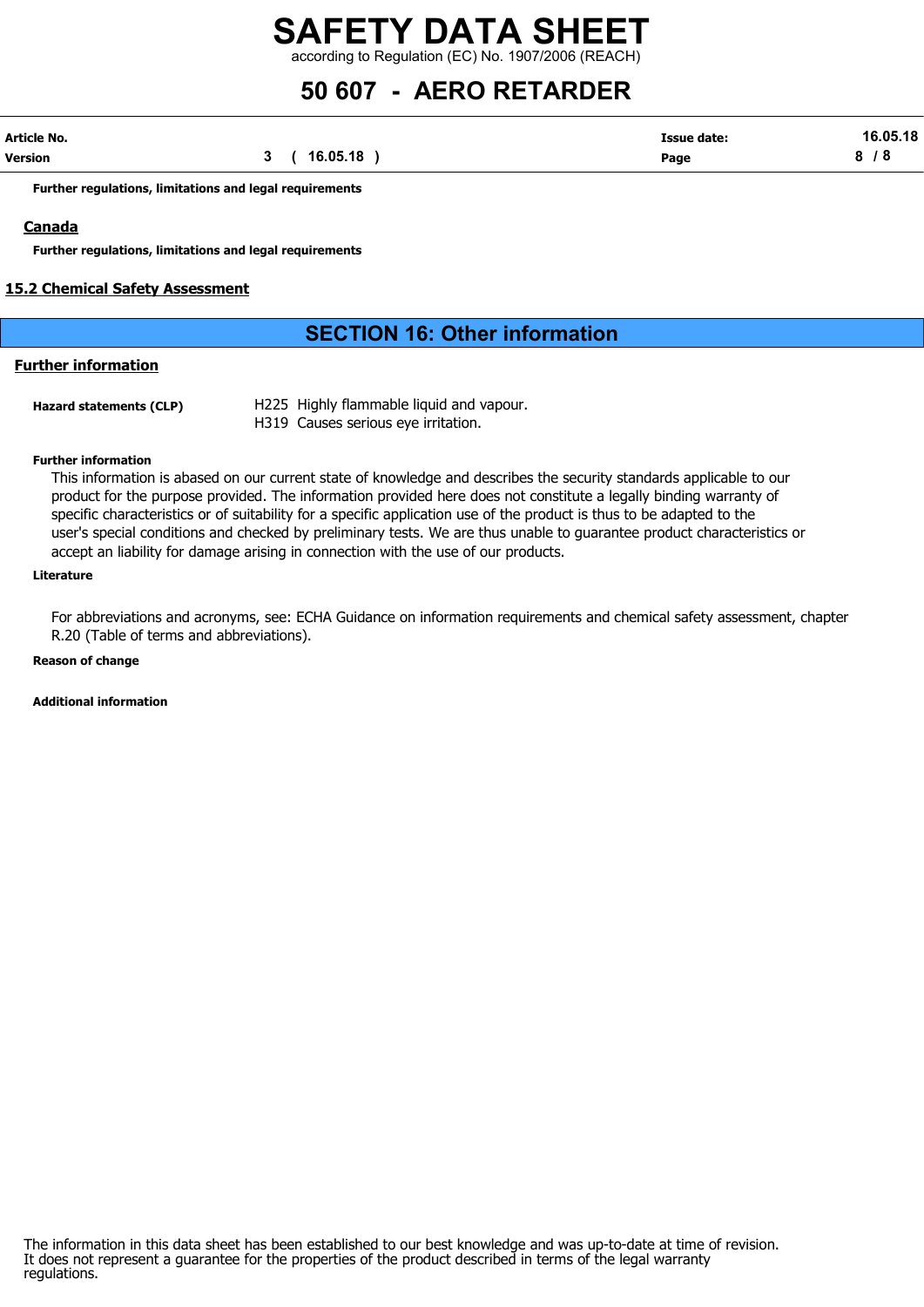**Further regulations, limitations and legal requirements**

**Canada**

**Further regulations, limitations and legal requirements**

## 15.2 Chemical Safety Assessment

# SECTION 16: Other information

## Further information

| | |
|---|---|
| **Hazard statements (CLP)** | H225 Highly flammable liquid and vapour.<br>H319 Causes serious eye irritation. |

**Further information**

This information is abased on our current state of knowledge and describes the security standards applicable to our product for the purpose provided. The information provided here does not constitute a legally binding warranty of specific characteristics or of suitability for a specific application use of the product is thus to be adapted to the user's special conditions and checked by preliminary tests. We are thus unable to guarantee product characteristics or accept an liability for damage arising in connection with the use of our products.

**Literature**

For abbreviations and acronyms, see: ECHA Guidance on information requirements and chemical safety assessment, chapter R.20 (Table of terms and abbreviations).

**Reason of change**

**Additional information**